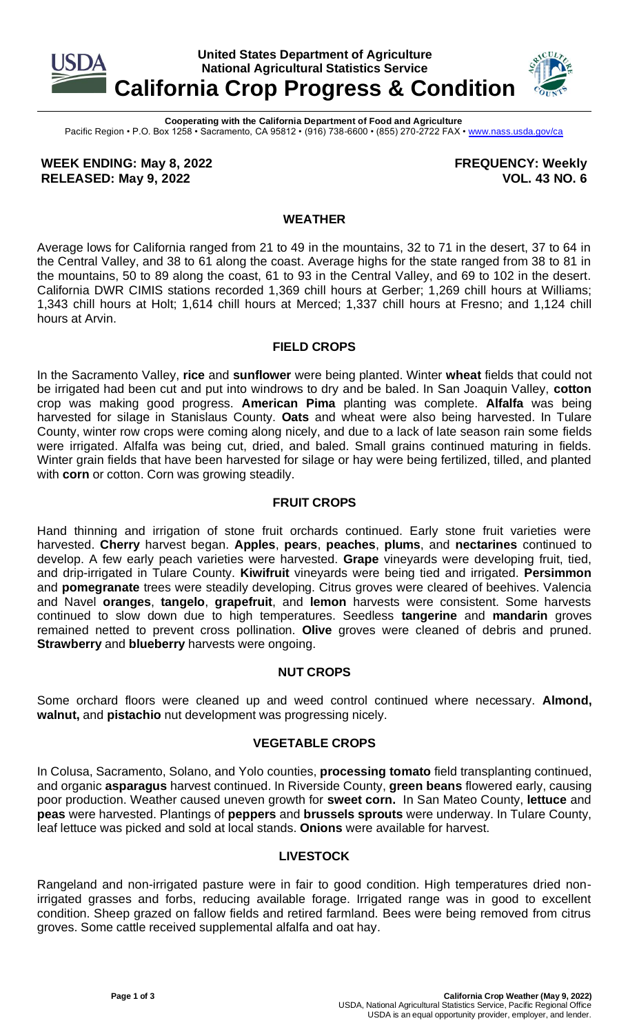**United States Department of Agriculture**
**National Agricultural Statistics Service**

# California Crop Progress & Condition

**Cooperating with the California Department of Food and Agriculture**
Pacific Region • P.O. Box 1258 • Sacramento, CA 95812 • (916) 738-6600 • (855) 270-2722 FAX • www.nass.usda.gov/ca

**WEEK ENDING: May 8, 2022** **FREQUENCY: Weekly**
**RELEASED: May 9, 2022** **VOL. 43 NO. 6**

## WEATHER

Average lows for California ranged from 21 to 49 in the mountains, 32 to 71 in the desert, 37 to 64 in the Central Valley, and 38 to 61 along the coast. Average highs for the state ranged from 38 to 81 in the mountains, 50 to 89 along the coast, 61 to 93 in the Central Valley, and 69 to 102 in the desert. California DWR CIMIS stations recorded 1,369 chill hours at Gerber; 1,269 chill hours at Williams; 1,343 chill hours at Holt; 1,614 chill hours at Merced; 1,337 chill hours at Fresno; and 1,124 chill hours at Arvin.

## FIELD CROPS

In the Sacramento Valley, **rice** and **sunflower** were being planted. Winter **wheat** fields that could not be irrigated had been cut and put into windrows to dry and be baled. In San Joaquin Valley, **cotton** crop was making good progress. **American Pima** planting was complete. **Alfalfa** was being harvested for silage in Stanislaus County. **Oats** and wheat were also being harvested. In Tulare County, winter row crops were coming along nicely, and due to a lack of late season rain some fields were irrigated. Alfalfa was being cut, dried, and baled. Small grains continued maturing in fields. Winter grain fields that have been harvested for silage or hay were being fertilized, tilled, and planted with **corn** or cotton. Corn was growing steadily.

## FRUIT CROPS

Hand thinning and irrigation of stone fruit orchards continued. Early stone fruit varieties were harvested. **Cherry** harvest began. **Apples**, **pears**, **peaches**, **plums**, and **nectarines** continued to develop. A few early peach varieties were harvested. **Grape** vineyards were developing fruit, tied, and drip-irrigated in Tulare County. **Kiwifruit** vineyards were being tied and irrigated. **Persimmon** and **pomegranate** trees were steadily developing. Citrus groves were cleared of beehives. Valencia and Navel **oranges**, **tangelo**, **grapefruit**, and **lemon** harvests were consistent. Some harvests continued to slow down due to high temperatures. Seedless **tangerine** and **mandarin** groves remained netted to prevent cross pollination. **Olive** groves were cleaned of debris and pruned. **Strawberry** and **blueberry** harvests were ongoing.

## NUT CROPS

Some orchard floors were cleaned up and weed control continued where necessary. **Almond, walnut,** and **pistachio** nut development was progressing nicely.

## VEGETABLE CROPS

In Colusa, Sacramento, Solano, and Yolo counties, **processing tomato** field transplanting continued, and organic **asparagus** harvest continued. In Riverside County, **green beans** flowered early, causing poor production. Weather caused uneven growth for **sweet corn.** In San Mateo County, **lettuce** and **peas** were harvested. Plantings of **peppers** and **brussels sprouts** were underway. In Tulare County, leaf lettuce was picked and sold at local stands. **Onions** were available for harvest.

## LIVESTOCK

Rangeland and non-irrigated pasture were in fair to good condition. High temperatures dried non-irrigated grasses and forbs, reducing available forage. Irrigated range was in good to excellent condition. Sheep grazed on fallow fields and retired farmland. Bees were being removed from citrus groves. Some cattle received supplemental alfalfa and oat hay.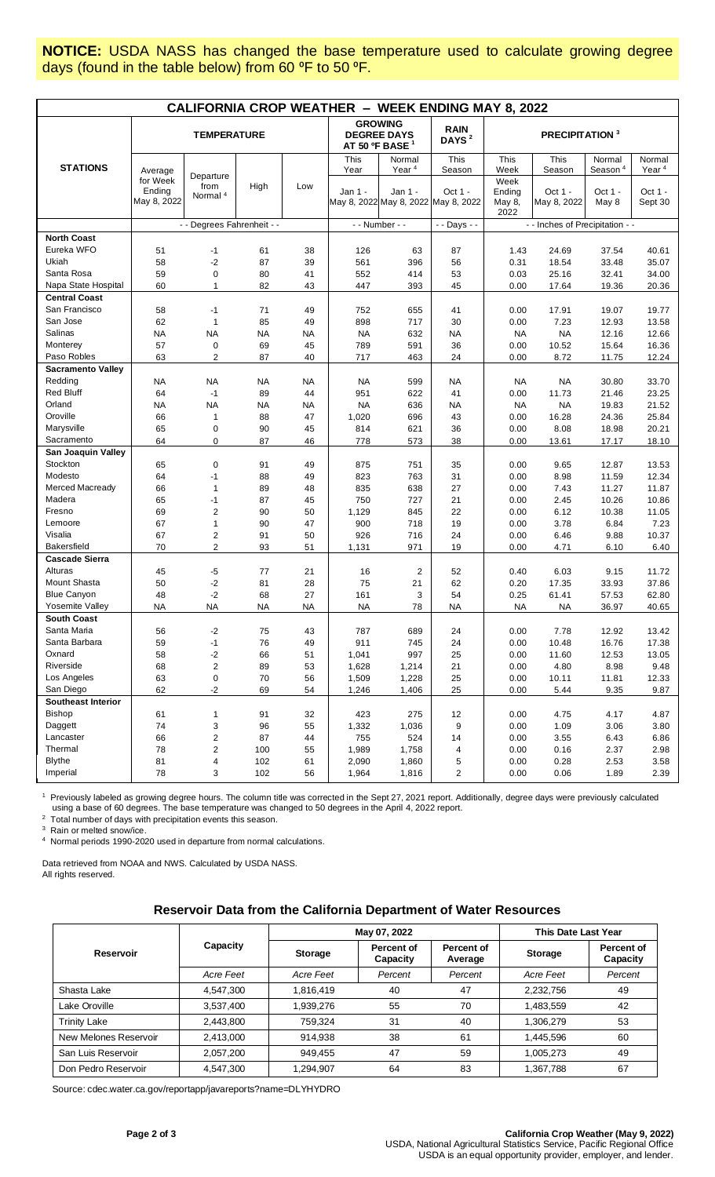**NOTICE:** USDA NASS has changed the base temperature used to calculate growing degree days (found in the table below) from 60 ºF to 50 ºF.

## CALIFORNIA CROP WEATHER – WEEK ENDING MAY 8, 2022

| STATIONS | TEMPERATURE | | | | GROWING DEGREE DAYS AT 50 ºF BASE [1] | | RAIN DAYS [2] | PRECIPITATION [3] | | | |
|---|---|---|---|---|---|---|---|---|---|---|---|
| | Average for Week Ending May 8, 2022 | Departure from Normal [4] | High | Low | This Year Jan 1 - May 8, 2022 | Normal Year [4] Jan 1 - May 8, 2022 | This Season Oct 1 - May 8, 2022 | This Week Week Ending May 8, 2022 | This Season Oct 1 - May 8, 2022 | Normal Season [4] Oct 1 - May 8 | Normal Year [4] Oct 1 - Sept 30 |
| | - - Degrees Fahrenheit - - | | | | - - Number - - | | - - Days - - | - - Inches of Precipitation - - | | | |
| **North Coast** | | | | | | | | | | | |
| Eureka WFO | 51 | -1 | 61 | 38 | 126 | 63 | 87 | 1.43 | 24.69 | 37.54 | 40.61 |
| Ukiah | 58 | -2 | 87 | 39 | 561 | 396 | 56 | 0.31 | 18.54 | 33.48 | 35.07 |
| Santa Rosa | 59 | 0 | 80 | 41 | 552 | 414 | 53 | 0.03 | 25.16 | 32.41 | 34.00 |
| Napa State Hospital | 60 | 1 | 82 | 43 | 447 | 393 | 45 | 0.00 | 17.64 | 19.36 | 20.36 |
| **Central Coast** | | | | | | | | | | | |
| San Francisco | 58 | -1 | 71 | 49 | 752 | 655 | 41 | 0.00 | 17.91 | 19.07 | 19.77 |
| San Jose | 62 | 1 | 85 | 49 | 898 | 717 | 30 | 0.00 | 7.23 | 12.93 | 13.58 |
| Salinas | NA | NA | NA | NA | NA | 632 | NA | NA | NA | 12.16 | 12.66 |
| Monterey | 57 | 0 | 69 | 45 | 789 | 591 | 36 | 0.00 | 10.52 | 15.64 | 16.36 |
| Paso Robles | 63 | 2 | 87 | 40 | 717 | 463 | 24 | 0.00 | 8.72 | 11.75 | 12.24 |
| **Sacramento Valley** | | | | | | | | | | | |
| Redding | NA | NA | NA | NA | NA | 599 | NA | NA | NA | 30.80 | 33.70 |
| Red Bluff | 64 | -1 | 89 | 44 | 951 | 622 | 41 | 0.00 | 11.73 | 21.46 | 23.25 |
| Orland | NA | NA | NA | NA | NA | 636 | NA | NA | NA | 19.83 | 21.52 |
| Oroville | 66 | 1 | 88 | 47 | 1,020 | 696 | 43 | 0.00 | 16.28 | 24.36 | 25.84 |
| Marysville | 65 | 0 | 90 | 45 | 814 | 621 | 36 | 0.00 | 8.08 | 18.98 | 20.21 |
| Sacramento | 64 | 0 | 87 | 46 | 778 | 573 | 38 | 0.00 | 13.61 | 17.17 | 18.10 |
| **San Joaquin Valley** | | | | | | | | | | | |
| Stockton | 65 | 0 | 91 | 49 | 875 | 751 | 35 | 0.00 | 9.65 | 12.87 | 13.53 |
| Modesto | 64 | -1 | 88 | 49 | 823 | 763 | 31 | 0.00 | 8.98 | 11.59 | 12.34 |
| Merced Macready | 66 | 1 | 89 | 48 | 835 | 638 | 27 | 0.00 | 7.43 | 11.27 | 11.87 |
| Madera | 65 | -1 | 87 | 45 | 750 | 727 | 21 | 0.00 | 2.45 | 10.26 | 10.86 |
| Fresno | 69 | 2 | 90 | 50 | 1,129 | 845 | 22 | 0.00 | 6.12 | 10.38 | 11.05 |
| Lemoore | 67 | 1 | 90 | 47 | 900 | 718 | 19 | 0.00 | 3.78 | 6.84 | 7.23 |
| Visalia | 67 | 2 | 91 | 50 | 926 | 716 | 24 | 0.00 | 6.46 | 9.88 | 10.37 |
| Bakersfield | 70 | 2 | 93 | 51 | 1,131 | 971 | 19 | 0.00 | 4.71 | 6.10 | 6.40 |
| **Cascade Sierra** | | | | | | | | | | | |
| Alturas | 45 | -5 | 77 | 21 | 16 | 2 | 52 | 0.40 | 6.03 | 9.15 | 11.72 |
| Mount Shasta | 50 | -2 | 81 | 28 | 75 | 21 | 62 | 0.20 | 17.35 | 33.93 | 37.86 |
| Blue Canyon | 48 | -2 | 68 | 27 | 161 | 3 | 54 | 0.25 | 61.41 | 57.53 | 62.80 |
| Yosemite Valley | NA | NA | NA | NA | NA | 78 | NA | NA | NA | 36.97 | 40.65 |
| **South Coast** | | | | | | | | | | | |
| Santa Maria | 56 | -2 | 75 | 43 | 787 | 689 | 24 | 0.00 | 7.78 | 12.92 | 13.42 |
| Santa Barbara | 59 | -1 | 76 | 49 | 911 | 745 | 24 | 0.00 | 10.48 | 16.76 | 17.38 |
| Oxnard | 58 | -2 | 66 | 51 | 1,041 | 997 | 25 | 0.00 | 11.60 | 12.53 | 13.05 |
| Riverside | 68 | 2 | 89 | 53 | 1,628 | 1,214 | 21 | 0.00 | 4.80 | 8.98 | 9.48 |
| Los Angeles | 63 | 0 | 70 | 56 | 1,509 | 1,228 | 25 | 0.00 | 10.11 | 11.81 | 12.33 |
| San Diego | 62 | -2 | 69 | 54 | 1,246 | 1,406 | 25 | 0.00 | 5.44 | 9.35 | 9.87 |
| **Southeast Interior** | | | | | | | | | | | |
| Bishop | 61 | 1 | 91 | 32 | 423 | 275 | 12 | 0.00 | 4.75 | 4.17 | 4.87 |
| Daggett | 74 | 3 | 96 | 55 | 1,332 | 1,036 | 9 | 0.00 | 1.09 | 3.06 | 3.80 |
| Lancaster | 66 | 2 | 87 | 44 | 755 | 524 | 14 | 0.00 | 3.55 | 6.43 | 6.86 |
| Thermal | 78 | 2 | 100 | 55 | 1,989 | 1,758 | 4 | 0.00 | 0.16 | 2.37 | 2.98 |
| Blythe | 81 | 4 | 102 | 61 | 2,090 | 1,860 | 5 | 0.00 | 0.28 | 2.53 | 3.58 |
| Imperial | 78 | 3 | 102 | 56 | 1,964 | 1,816 | 2 | 0.00 | 0.06 | 1.89 | 2.39 |

[1] Previously labeled as growing degree hours. The column title was corrected in the Sept 27, 2021 report. Additionally, degree days were previously calculated using a base of 60 degrees. The base temperature was changed to 50 degrees in the April 4, 2022 report.

[2] Total number of days with precipitation events this season.

[3] Rain or melted snow/ice.

[4] Normal periods 1990-2020 used in departure from normal calculations.

Data retrieved from NOAA and NWS. Calculated by USDA NASS.
All rights reserved.

### Reservoir Data from the California Department of Water Resources

| Reservoir | Capacity | May 07, 2022 | | | This Date Last Year | |
|---|---|---|---|---|---|---|
| | | Storage | Percent of Capacity | Percent of Average | Storage | Percent of Capacity |
| | *Acre Feet* | *Acre Feet* | *Percent* | *Percent* | *Acre Feet* | *Percent* |
| Shasta Lake | 4,547,300 | 1,816,419 | 40 | 47 | 2,232,756 | 49 |
| Lake Oroville | 3,537,400 | 1,939,276 | 55 | 70 | 1,483,559 | 42 |
| Trinity Lake | 2,443,800 | 759,324 | 31 | 40 | 1,306,279 | 53 |
| New Melones Reservoir | 2,413,000 | 914,938 | 38 | 61 | 1,445,596 | 60 |
| San Luis Reservoir | 2,057,200 | 949,455 | 47 | 59 | 1,005,273 | 49 |
| Don Pedro Reservoir | 4,547,300 | 1,294,907 | 64 | 83 | 1,367,788 | 67 |

Source: cdec.water.ca.gov/reportapp/javareports?name=DLYHYDRO

USDA, National Agricultural Statistics Service, Pacific Regional Office
USDA is an equal opportunity provider, employer, and lender.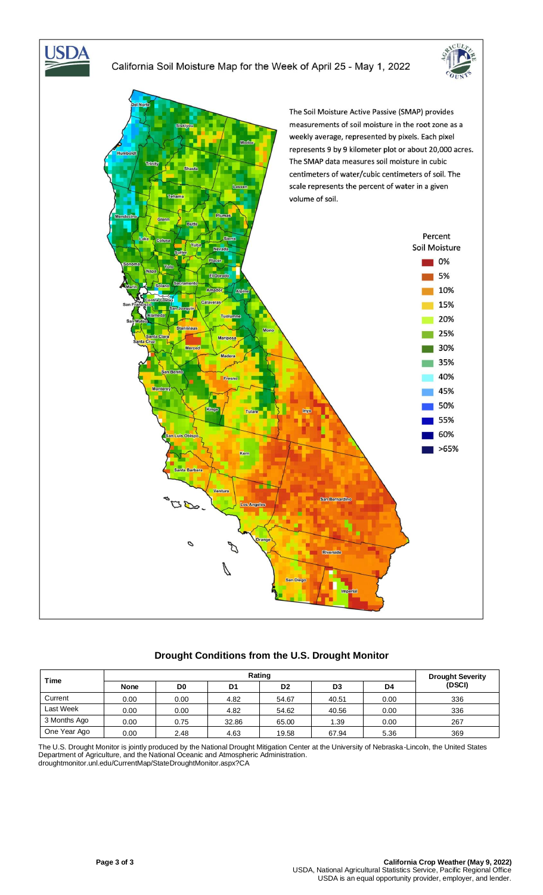USDA

California Soil Moisture Map for the Week of April 25 - May 1, 2022

The Soil Moisture Active Passive (SMAP) provides measurements of soil moisture in the root zone as a weekly average, represented by pixels. Each pixel represents 9 by 9 kilometer plot or about 20,000 acres. The SMAP data measures soil moisture in cubic centimeters of water/cubic centimeters of soil. The scale represents the percent of water in a given volume of soil.

Percent Soil Moisture

0%
5%
10%
15%
20%
25%
30%
35%
40%
45%
50%
55%
60%
>65%

Del Norte
Siskiyou
Modoc
Humboldt
Trinity
Shasta
Lassen
Tehama
Mendocino
Glenn
Plumas
Butte
Lake
Colusa
Sierra
Yuba
Nevada
Sutter
Placer
Sonoma
Yolo
El Dorado
Napa
Sacramento
Marin
Solano
Amador
Alpine
Contra Costa
San Francisco
Calaveras
San Joaquin
Alameda
Tuolumne
San Mateo
Stanislaus
Mono
Santa Clara
Santa Cruz
Mariposa
Merced
Madera
San Benito
Fresno
Monterey
Kings
Tulare
Inyo
San Luis Obispo
Kern
Santa Barbara
Ventura
Los Angeles
San Bernardino
Orange
Riverside
San Diego
Imperial

## Drought Conditions from the U.S. Drought Monitor

| Time | Rating | | | | | | Drought Severity (DSCI) |
|---|---|---|---|---|---|---|---|
| | None | D0 | D1 | D2 | D3 | D4 | |
| Current | 0.00 | 0.00 | 4.82 | 54.67 | 40.51 | 0.00 | 336 |
| Last Week | 0.00 | 0.00 | 4.82 | 54.62 | 40.56 | 0.00 | 336 |
| 3 Months Ago | 0.00 | 0.75 | 32.86 | 65.00 | 1.39 | 0.00 | 267 |
| One Year Ago | 0.00 | 2.48 | 4.63 | 19.58 | 67.94 | 5.36 | 369 |

The U.S. Drought Monitor is jointly produced by the National Drought Mitigation Center at the University of Nebraska-Lincoln, the United States Department of Agriculture, and the National Oceanic and Atmospheric Administration.
droughtmonitor.unl.edu/CurrentMap/StateDroughtMonitor.aspx?CA

**California Crop Weather (May 9, 2022)**
USDA, National Agricultural Statistics Service, Pacific Regional Office
USDA is an equal opportunity provider, employer, and lender.